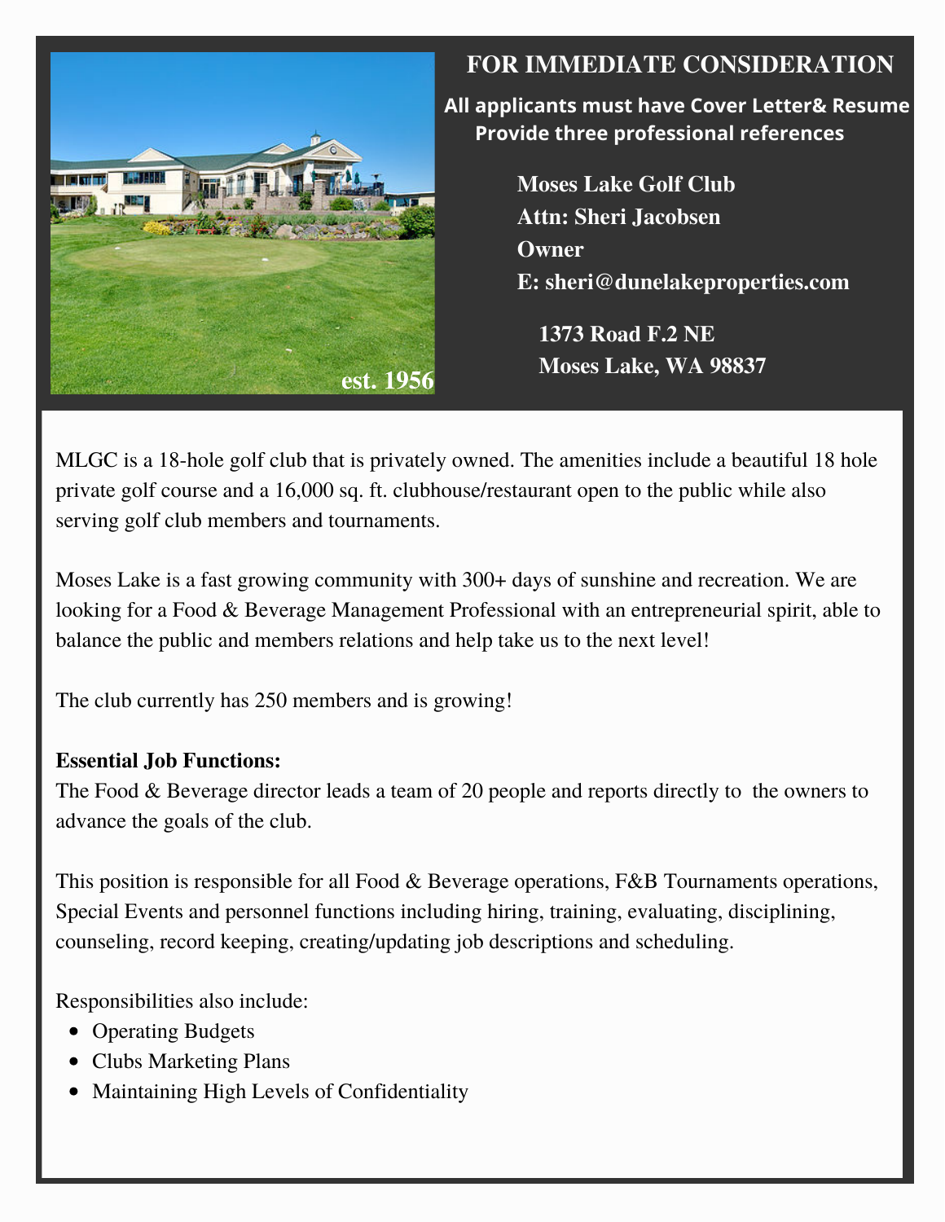# FOR IMMEDIATE CONSIDERATION

**All applicants must have Cover Letter& Resume**
**Provide three professional references**

**Moses Lake Golf Club**
**Attn: Sheri Jacobsen**
**Owner**
**E: sheri@dunelakeproperties.com**

**1373 Road F.2 NE**
**Moses Lake, WA 98837**

est. 1956

MLGC is a 18-hole golf club that is privately owned. The amenities include a beautiful 18 hole private golf course and a 16,000 sq. ft. clubhouse/restaurant open to the public while also serving golf club members and tournaments.

Moses Lake is a fast growing community with 300+ days of sunshine and recreation. We are looking for a Food & Beverage Management Professional with an entrepreneurial spirit, able to balance the public and members relations and help take us to the next level!

The club currently has 250 members and is growing!

**Essential Job Functions:**
The Food & Beverage director leads a team of 20 people and reports directly to the owners to advance the goals of the club.

This position is responsible for all Food & Beverage operations, F&B Tournaments operations, Special Events and personnel functions including hiring, training, evaluating, disciplining, counseling, record keeping, creating/updating job descriptions and scheduling.

Responsibilities also include:

- Operating Budgets
- Clubs Marketing Plans
- Maintaining High Levels of Confidentiality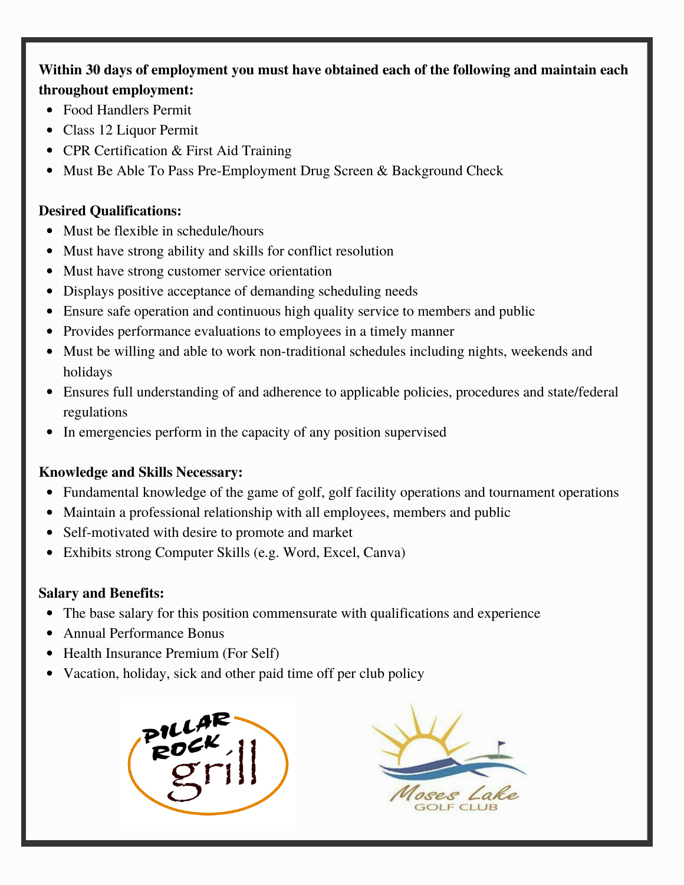**Within 30 days of employment you must have obtained each of the following and maintain each throughout employment:**

- Food Handlers Permit
- Class 12 Liquor Permit
- CPR Certification & First Aid Training
- Must Be Able To Pass Pre-Employment Drug Screen & Background Check

**Desired Qualifications:**

- Must be flexible in schedule/hours
- Must have strong ability and skills for conflict resolution
- Must have strong customer service orientation
- Displays positive acceptance of demanding scheduling needs
- Ensure safe operation and continuous high quality service to members and public
- Provides performance evaluations to employees in a timely manner
- Must be willing and able to work non-traditional schedules including nights, weekends and holidays
- Ensures full understanding of and adherence to applicable policies, procedures and state/federal regulations
- In emergencies perform in the capacity of any position supervised

**Knowledge and Skills Necessary:**

- Fundamental knowledge of the game of golf, golf facility operations and tournament operations
- Maintain a professional relationship with all employees, members and public
- Self-motivated with desire to promote and market
- Exhibits strong Computer Skills (e.g. Word, Excel, Canva)

**Salary and Benefits:**

- The base salary for this position commensurate with qualifications and experience
- Annual Performance Bonus
- Health Insurance Premium (For Self)
- Vacation, holiday, sick and other paid time off per club policy